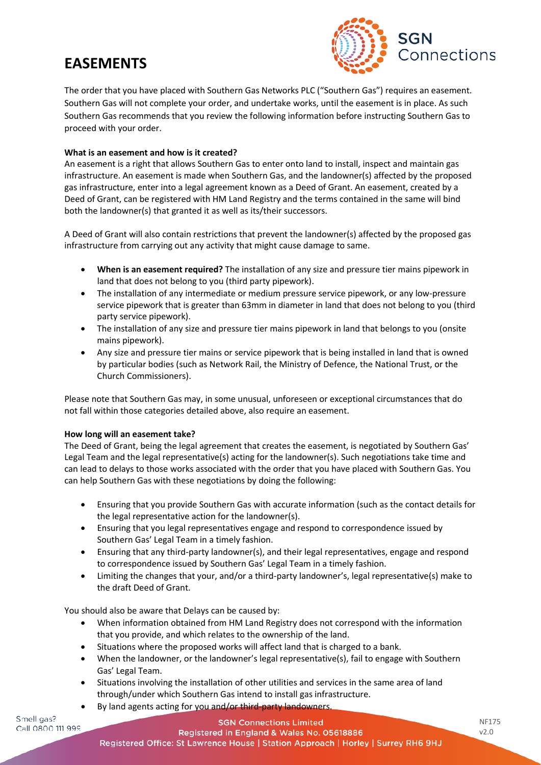# EASEMENTS

The order that you have placed with Southern Gas Networks PLC ("Southern Gas") requires an easement. Southern Gas will not complete your order, and undertake works, until the easement is in place. As such Southern Gas recommends that you review the following information before instructing Southern Gas to proceed with your order.

**What is an easement and how is it created?**

An easement is a right that allows Southern Gas to enter onto land to install, inspect and maintain gas infrastructure. An easement is made when Southern Gas, and the landowner(s) affected by the proposed gas infrastructure, enter into a legal agreement known as a Deed of Grant. An easement, created by a Deed of Grant, can be registered with HM Land Registry and the terms contained in the same will bind both the landowner(s) that granted it as well as its/their successors.

A Deed of Grant will also contain restrictions that prevent the landowner(s) affected by the proposed gas infrastructure from carrying out any activity that might cause damage to same.

- **When is an easement required?** The installation of any size and pressure tier mains pipework in land that does not belong to you (third party pipework).
- The installation of any intermediate or medium pressure service pipework, or any low-pressure service pipework that is greater than 63mm in diameter in land that does not belong to you (third party service pipework).
- The installation of any size and pressure tier mains pipework in land that belongs to you (onsite mains pipework).
- Any size and pressure tier mains or service pipework that is being installed in land that is owned by particular bodies (such as Network Rail, the Ministry of Defence, the National Trust, or the Church Commissioners).

Please note that Southern Gas may, in some unusual, unforeseen or exceptional circumstances that do not fall within those categories detailed above, also require an easement.

**How long will an easement take?**

The Deed of Grant, being the legal agreement that creates the easement, is negotiated by Southern Gas' Legal Team and the legal representative(s) acting for the landowner(s). Such negotiations take time and can lead to delays to those works associated with the order that you have placed with Southern Gas. You can help Southern Gas with these negotiations by doing the following:

- Ensuring that you provide Southern Gas with accurate information (such as the contact details for the legal representative action for the landowner(s).
- Ensuring that you legal representatives engage and respond to correspondence issued by Southern Gas' Legal Team in a timely fashion.
- Ensuring that any third-party landowner(s), and their legal representatives, engage and respond to correspondence issued by Southern Gas' Legal Team in a timely fashion.
- Limiting the changes that your, and/or a third-party landowner's, legal representative(s) make to the draft Deed of Grant.

You should also be aware that Delays can be caused by:

- When information obtained from HM Land Registry does not correspond with the information that you provide, and which relates to the ownership of the land.
- Situations where the proposed works will affect land that is charged to a bank.
- When the landowner, or the landowner's legal representative(s), fail to engage with Southern Gas' Legal Team.
- Situations involving the installation of other utilities and services in the same area of land through/under which Southern Gas intend to install gas infrastructure.
- By land agents acting for you and/or third-party landowners.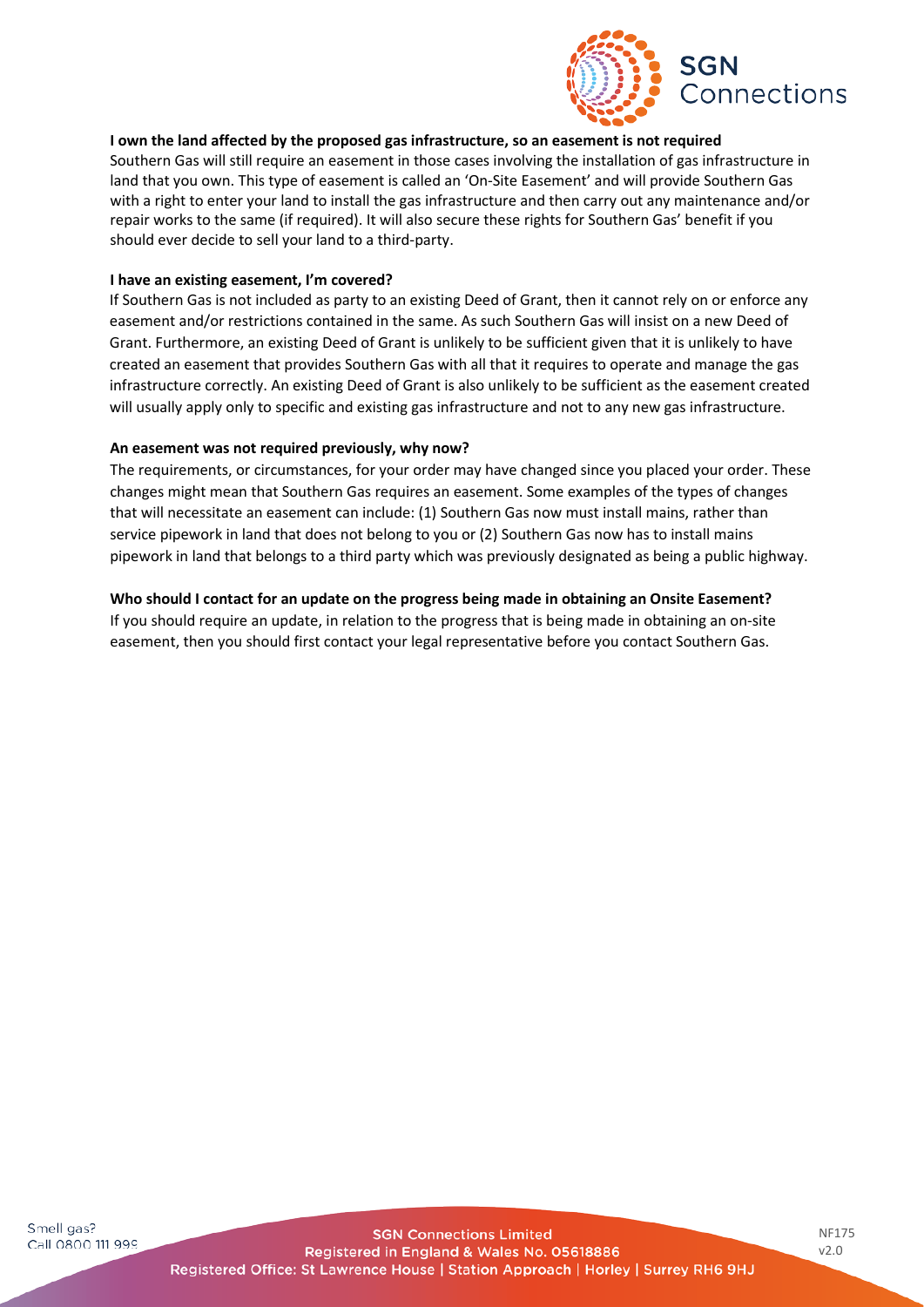**I own the land affected by the proposed gas infrastructure, so an easement is not required**

Southern Gas will still require an easement in those cases involving the installation of gas infrastructure in land that you own. This type of easement is called an 'On-Site Easement' and will provide Southern Gas with a right to enter your land to install the gas infrastructure and then carry out any maintenance and/or repair works to the same (if required). It will also secure these rights for Southern Gas' benefit if you should ever decide to sell your land to a third-party.

**I have an existing easement, I'm covered?**

If Southern Gas is not included as party to an existing Deed of Grant, then it cannot rely on or enforce any easement and/or restrictions contained in the same. As such Southern Gas will insist on a new Deed of Grant. Furthermore, an existing Deed of Grant is unlikely to be sufficient given that it is unlikely to have created an easement that provides Southern Gas with all that it requires to operate and manage the gas infrastructure correctly. An existing Deed of Grant is also unlikely to be sufficient as the easement created will usually apply only to specific and existing gas infrastructure and not to any new gas infrastructure.

**An easement was not required previously, why now?**

The requirements, or circumstances, for your order may have changed since you placed your order. These changes might mean that Southern Gas requires an easement. Some examples of the types of changes that will necessitate an easement can include: (1) Southern Gas now must install mains, rather than service pipework in land that does not belong to you or (2) Southern Gas now has to install mains pipework in land that belongs to a third party which was previously designated as being a public highway.

**Who should I contact for an update on the progress being made in obtaining an Onsite Easement?**

If you should require an update, in relation to the progress that is being made in obtaining an on-site easement, then you should first contact your legal representative before you contact Southern Gas.